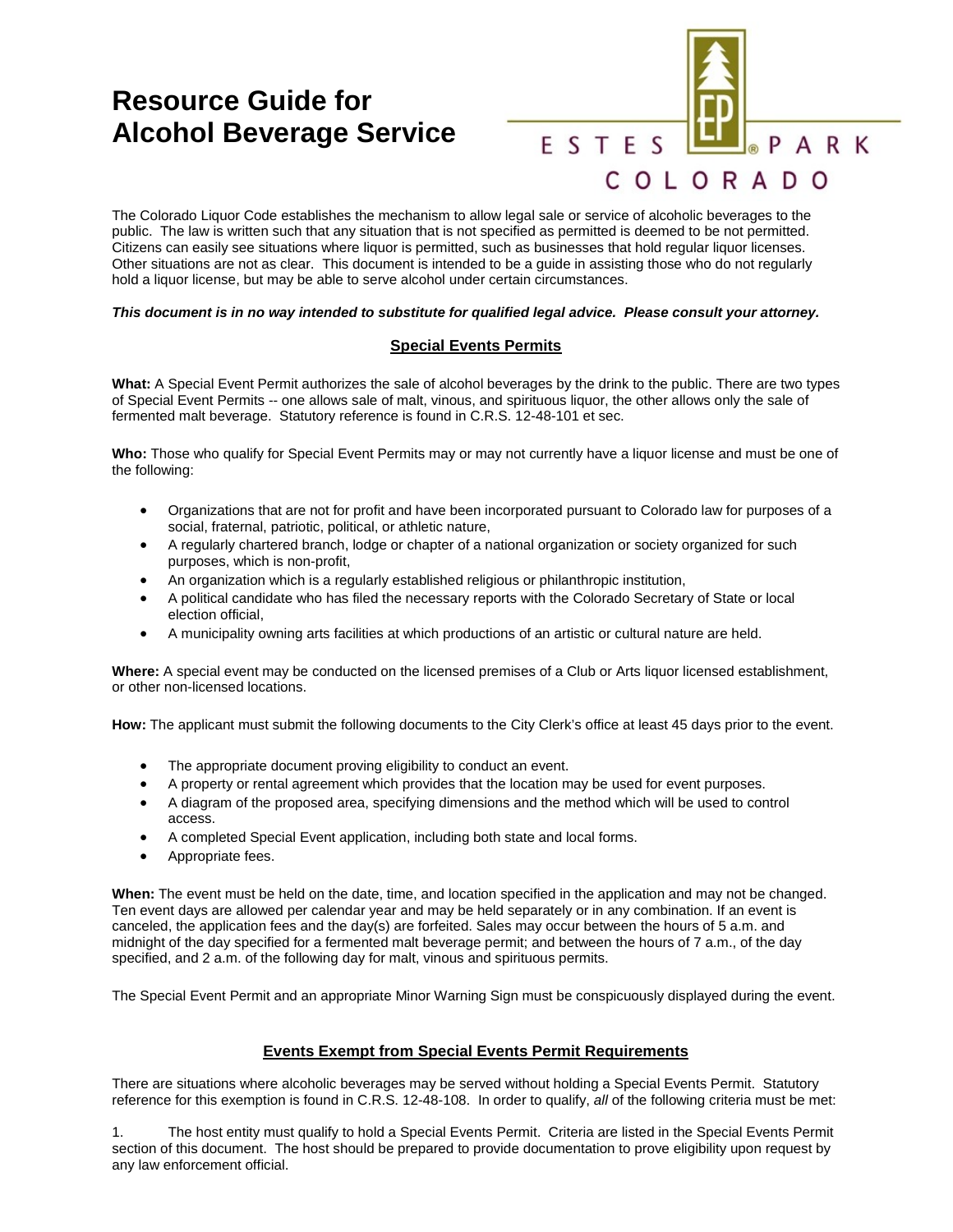# Resource Guide for Alcohol Beverage Service

ESTES PARK COLORADO

The Colorado Liquor Code establishes the mechanism to allow legal sale or service of alcoholic beverages to the public. The law is written such that any situation that is not specified as permitted is deemed to be not permitted. Citizens can easily see situations where liquor is permitted, such as businesses that hold regular liquor licenses. Other situations are not as clear. This document is intended to be a guide in assisting those who do not regularly hold a liquor license, but may be able to serve alcohol under certain circumstances.

***This document is in no way intended to substitute for qualified legal advice. Please consult your attorney.***

## Special Events Permits

**What:** A Special Event Permit authorizes the sale of alcohol beverages by the drink to the public. There are two types of Special Event Permits -- one allows sale of malt, vinous, and spirituous liquor, the other allows only the sale of fermented malt beverage. Statutory reference is found in C.R.S. 12-48-101 et sec.

**Who:** Those who qualify for Special Event Permits may or may not currently have a liquor license and must be one of the following:

- Organizations that are not for profit and have been incorporated pursuant to Colorado law for purposes of a social, fraternal, patriotic, political, or athletic nature,
- A regularly chartered branch, lodge or chapter of a national organization or society organized for such purposes, which is non-profit,
- An organization which is a regularly established religious or philanthropic institution,
- A political candidate who has filed the necessary reports with the Colorado Secretary of State or local election official,
- A municipality owning arts facilities at which productions of an artistic or cultural nature are held.

**Where:** A special event may be conducted on the licensed premises of a Club or Arts liquor licensed establishment, or other non-licensed locations.

**How:** The applicant must submit the following documents to the City Clerk's office at least 45 days prior to the event.

- The appropriate document proving eligibility to conduct an event.
- A property or rental agreement which provides that the location may be used for event purposes.
- A diagram of the proposed area, specifying dimensions and the method which will be used to control access.
- A completed Special Event application, including both state and local forms.
- Appropriate fees.

**When:** The event must be held on the date, time, and location specified in the application and may not be changed. Ten event days are allowed per calendar year and may be held separately or in any combination. If an event is canceled, the application fees and the day(s) are forfeited. Sales may occur between the hours of 5 a.m. and midnight of the day specified for a fermented malt beverage permit; and between the hours of 7 a.m., of the day specified, and 2 a.m. of the following day for malt, vinous and spirituous permits.

The Special Event Permit and an appropriate Minor Warning Sign must be conspicuously displayed during the event.

## Events Exempt from Special Events Permit Requirements

There are situations where alcoholic beverages may be served without holding a Special Events Permit. Statutory reference for this exemption is found in C.R.S. 12-48-108. In order to qualify, *all* of the following criteria must be met:

1. The host entity must qualify to hold a Special Events Permit. Criteria are listed in the Special Events Permit section of this document. The host should be prepared to provide documentation to prove eligibility upon request by any law enforcement official.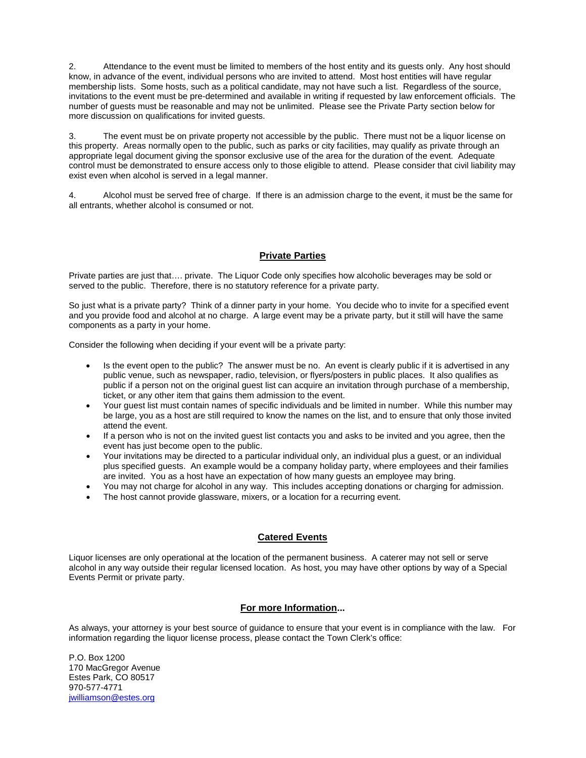2. Attendance to the event must be limited to members of the host entity and its guests only. Any host should know, in advance of the event, individual persons who are invited to attend. Most host entities will have regular membership lists. Some hosts, such as a political candidate, may not have such a list. Regardless of the source, invitations to the event must be pre-determined and available in writing if requested by law enforcement officials. The number of guests must be reasonable and may not be unlimited. Please see the Private Party section below for more discussion on qualifications for invited guests.

3. The event must be on private property not accessible by the public. There must not be a liquor license on this property. Areas normally open to the public, such as parks or city facilities, may qualify as private through an appropriate legal document giving the sponsor exclusive use of the area for the duration of the event. Adequate control must be demonstrated to ensure access only to those eligible to attend. Please consider that civil liability may exist even when alcohol is served in a legal manner.

4. Alcohol must be served free of charge. If there is an admission charge to the event, it must be the same for all entrants, whether alcohol is consumed or not.

## Private Parties

Private parties are just that…. private. The Liquor Code only specifies how alcoholic beverages may be sold or served to the public. Therefore, there is no statutory reference for a private party.

So just what is a private party? Think of a dinner party in your home. You decide who to invite for a specified event and you provide food and alcohol at no charge. A large event may be a private party, but it still will have the same components as a party in your home.

Consider the following when deciding if your event will be a private party:

- Is the event open to the public? The answer must be no. An event is clearly public if it is advertised in any public venue, such as newspaper, radio, television, or flyers/posters in public places. It also qualifies as public if a person not on the original guest list can acquire an invitation through purchase of a membership, ticket, or any other item that gains them admission to the event.
- Your guest list must contain names of specific individuals and be limited in number. While this number may be large, you as a host are still required to know the names on the list, and to ensure that only those invited attend the event.
- If a person who is not on the invited guest list contacts you and asks to be invited and you agree, then the event has just become open to the public.
- Your invitations may be directed to a particular individual only, an individual plus a guest, or an individual plus specified guests. An example would be a company holiday party, where employees and their families are invited. You as a host have an expectation of how many guests an employee may bring.
- You may not charge for alcohol in any way. This includes accepting donations or charging for admission.
- The host cannot provide glassware, mixers, or a location for a recurring event.

## Catered Events

Liquor licenses are only operational at the location of the permanent business. A caterer may not sell or serve alcohol in any way outside their regular licensed location. As host, you may have other options by way of a Special Events Permit or private party.

## For more Information...

As always, your attorney is your best source of guidance to ensure that your event is in compliance with the law. For information regarding the liquor license process, please contact the Town Clerk's office:

P.O. Box 1200
170 MacGregor Avenue
Estes Park, CO 80517
970-577-4771
jwilliamson@estes.org